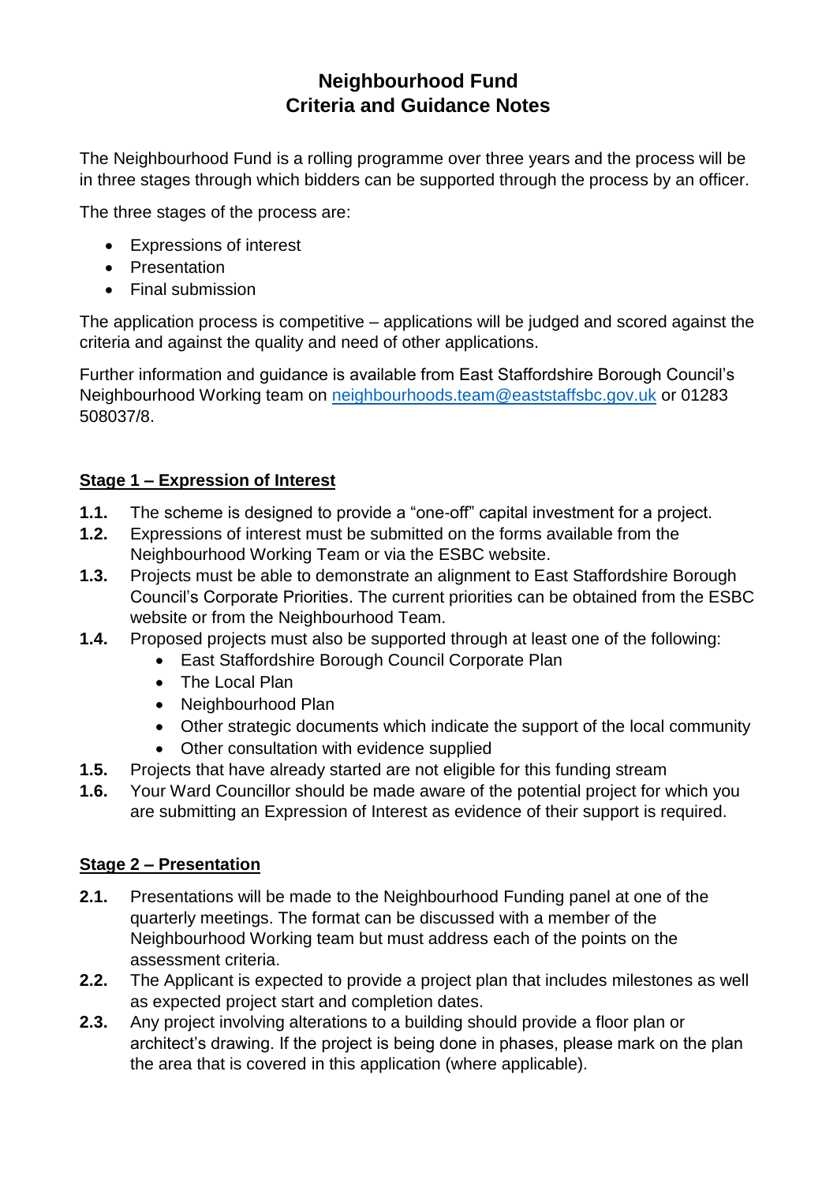# Neighbourhood Fund
# Criteria and Guidance Notes

The Neighbourhood Fund is a rolling programme over three years and the process will be in three stages through which bidders can be supported through the process by an officer.

The three stages of the process are:

- Expressions of interest
- Presentation
- Final submission

The application process is competitive – applications will be judged and scored against the criteria and against the quality and need of other applications.

Further information and guidance is available from East Staffordshire Borough Council's Neighbourhood Working team on neighbourhoods.team@eaststaffsbc.gov.uk or 01283 508037/8.

## Stage 1 – Expression of Interest

**1.1.** The scheme is designed to provide a "one-off" capital investment for a project.

**1.2.** Expressions of interest must be submitted on the forms available from the Neighbourhood Working Team or via the ESBC website.

**1.3.** Projects must be able to demonstrate an alignment to East Staffordshire Borough Council's Corporate Priorities. The current priorities can be obtained from the ESBC website or from the Neighbourhood Team.

**1.4.** Proposed projects must also be supported through at least one of the following:
- East Staffordshire Borough Council Corporate Plan
- The Local Plan
- Neighbourhood Plan
- Other strategic documents which indicate the support of the local community
- Other consultation with evidence supplied

**1.5.** Projects that have already started are not eligible for this funding stream

**1.6.** Your Ward Councillor should be made aware of the potential project for which you are submitting an Expression of Interest as evidence of their support is required.

## Stage 2 – Presentation

**2.1.** Presentations will be made to the Neighbourhood Funding panel at one of the quarterly meetings. The format can be discussed with a member of the Neighbourhood Working team but must address each of the points on the assessment criteria.

**2.2.** The Applicant is expected to provide a project plan that includes milestones as well as expected project start and completion dates.

**2.3.** Any project involving alterations to a building should provide a floor plan or architect's drawing. If the project is being done in phases, please mark on the plan the area that is covered in this application (where applicable).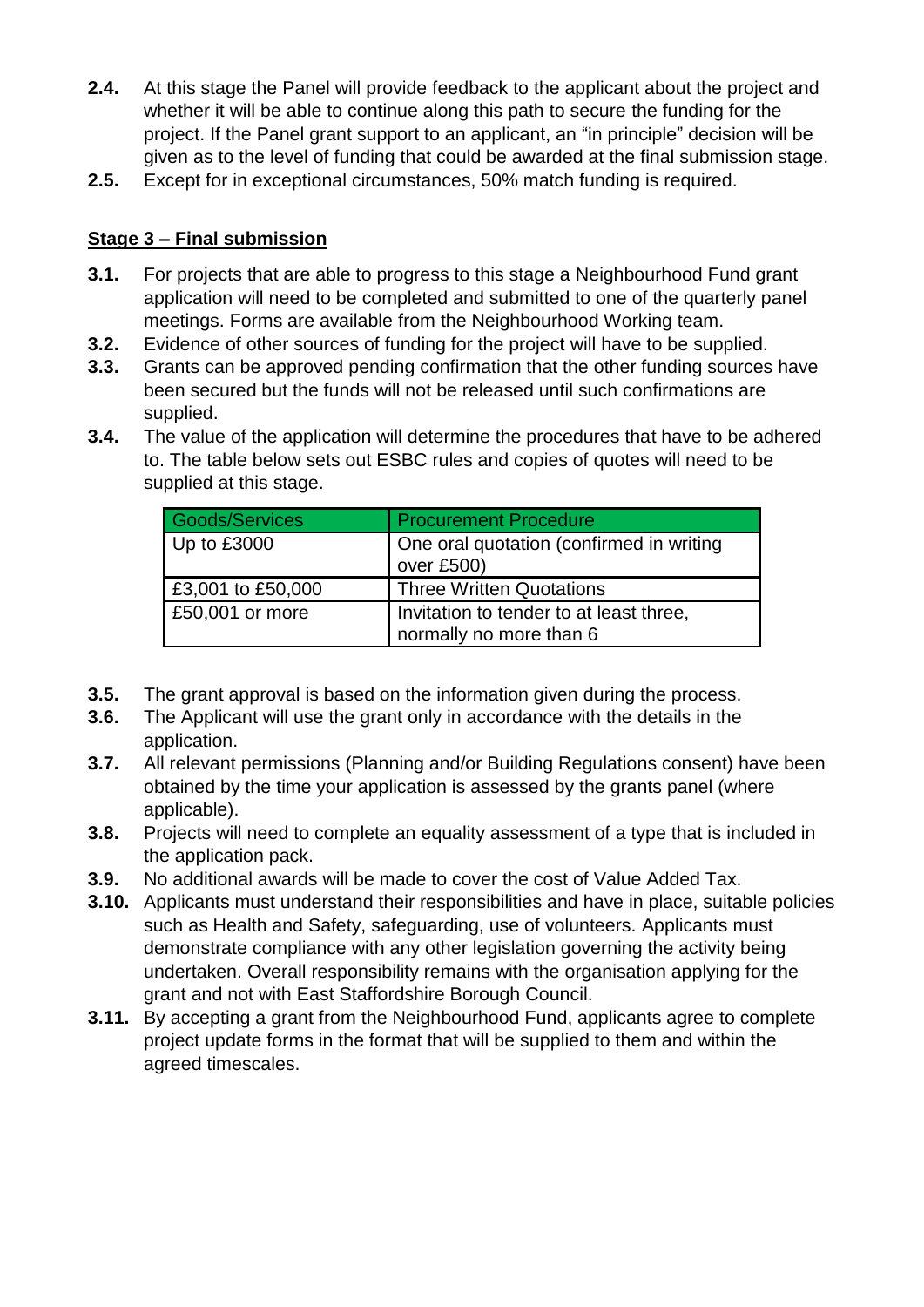**2.4.** At this stage the Panel will provide feedback to the applicant about the project and whether it will be able to continue along this path to secure the funding for the project. If the Panel grant support to an applicant, an "in principle" decision will be given as to the level of funding that could be awarded at the final submission stage.

**2.5.** Except for in exceptional circumstances, 50% match funding is required.

**Stage 3 – Final submission**

**3.1.** For projects that are able to progress to this stage a Neighbourhood Fund grant application will need to be completed and submitted to one of the quarterly panel meetings. Forms are available from the Neighbourhood Working team.

**3.2.** Evidence of other sources of funding for the project will have to be supplied.

**3.3.** Grants can be approved pending confirmation that the other funding sources have been secured but the funds will not be released until such confirmations are supplied.

**3.4.** The value of the application will determine the procedures that have to be adhered to. The table below sets out ESBC rules and copies of quotes will need to be supplied at this stage.

| Goods/Services | Procurement Procedure |
|---|---|
| Up to £3000 | One oral quotation (confirmed in writing over £500) |
| £3,001 to £50,000 | Three Written Quotations |
| £50,001 or more | Invitation to tender to at least three, normally no more than 6 |

**3.5.** The grant approval is based on the information given during the process.

**3.6.** The Applicant will use the grant only in accordance with the details in the application.

**3.7.** All relevant permissions (Planning and/or Building Regulations consent) have been obtained by the time your application is assessed by the grants panel (where applicable).

**3.8.** Projects will need to complete an equality assessment of a type that is included in the application pack.

**3.9.** No additional awards will be made to cover the cost of Value Added Tax.

**3.10.** Applicants must understand their responsibilities and have in place, suitable policies such as Health and Safety, safeguarding, use of volunteers. Applicants must demonstrate compliance with any other legislation governing the activity being undertaken. Overall responsibility remains with the organisation applying for the grant and not with East Staffordshire Borough Council.

**3.11.** By accepting a grant from the Neighbourhood Fund, applicants agree to complete project update forms in the format that will be supplied to them and within the agreed timescales.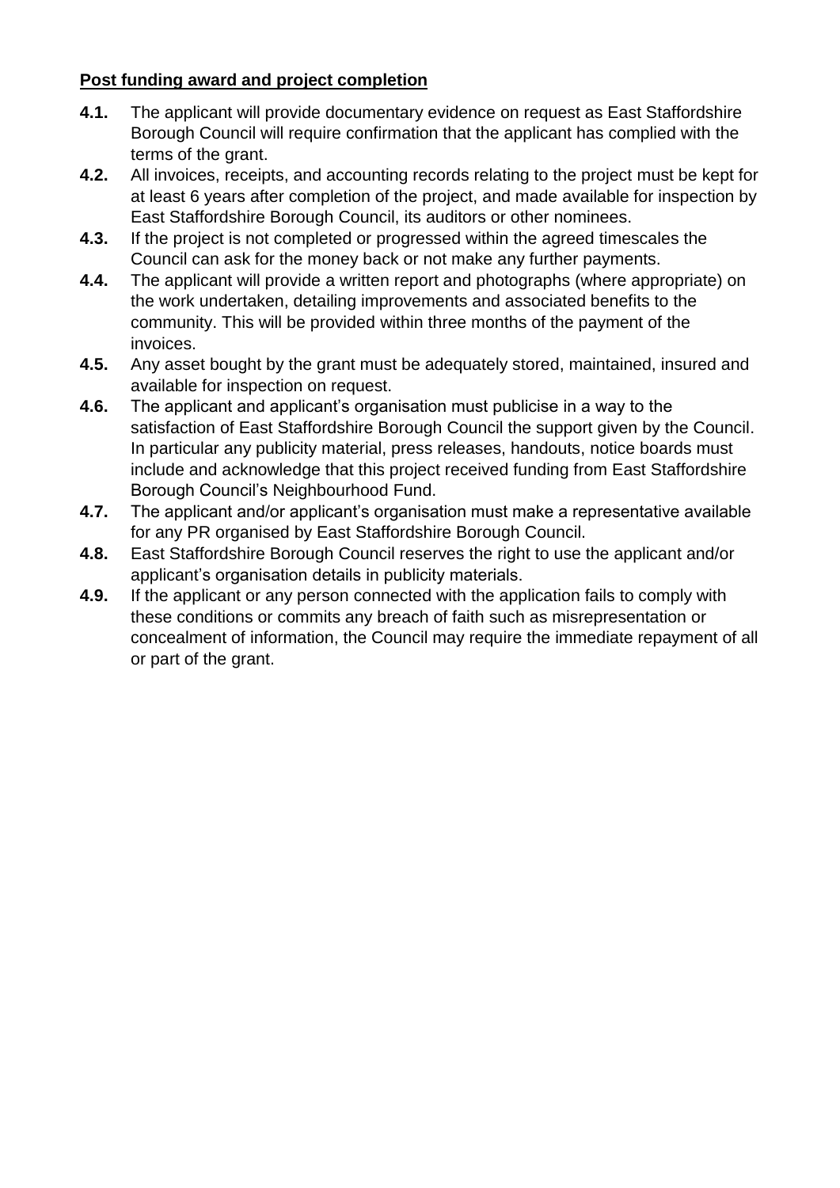**Post funding award and project completion**

**4.1.** The applicant will provide documentary evidence on request as East Staffordshire Borough Council will require confirmation that the applicant has complied with the terms of the grant.

**4.2.** All invoices, receipts, and accounting records relating to the project must be kept for at least 6 years after completion of the project, and made available for inspection by East Staffordshire Borough Council, its auditors or other nominees.

**4.3.** If the project is not completed or progressed within the agreed timescales the Council can ask for the money back or not make any further payments.

**4.4.** The applicant will provide a written report and photographs (where appropriate) on the work undertaken, detailing improvements and associated benefits to the community. This will be provided within three months of the payment of the invoices.

**4.5.** Any asset bought by the grant must be adequately stored, maintained, insured and available for inspection on request.

**4.6.** The applicant and applicant's organisation must publicise in a way to the satisfaction of East Staffordshire Borough Council the support given by the Council. In particular any publicity material, press releases, handouts, notice boards must include and acknowledge that this project received funding from East Staffordshire Borough Council's Neighbourhood Fund.

**4.7.** The applicant and/or applicant's organisation must make a representative available for any PR organised by East Staffordshire Borough Council.

**4.8.** East Staffordshire Borough Council reserves the right to use the applicant and/or applicant's organisation details in publicity materials.

**4.9.** If the applicant or any person connected with the application fails to comply with these conditions or commits any breach of faith such as misrepresentation or concealment of information, the Council may require the immediate repayment of all or part of the grant.